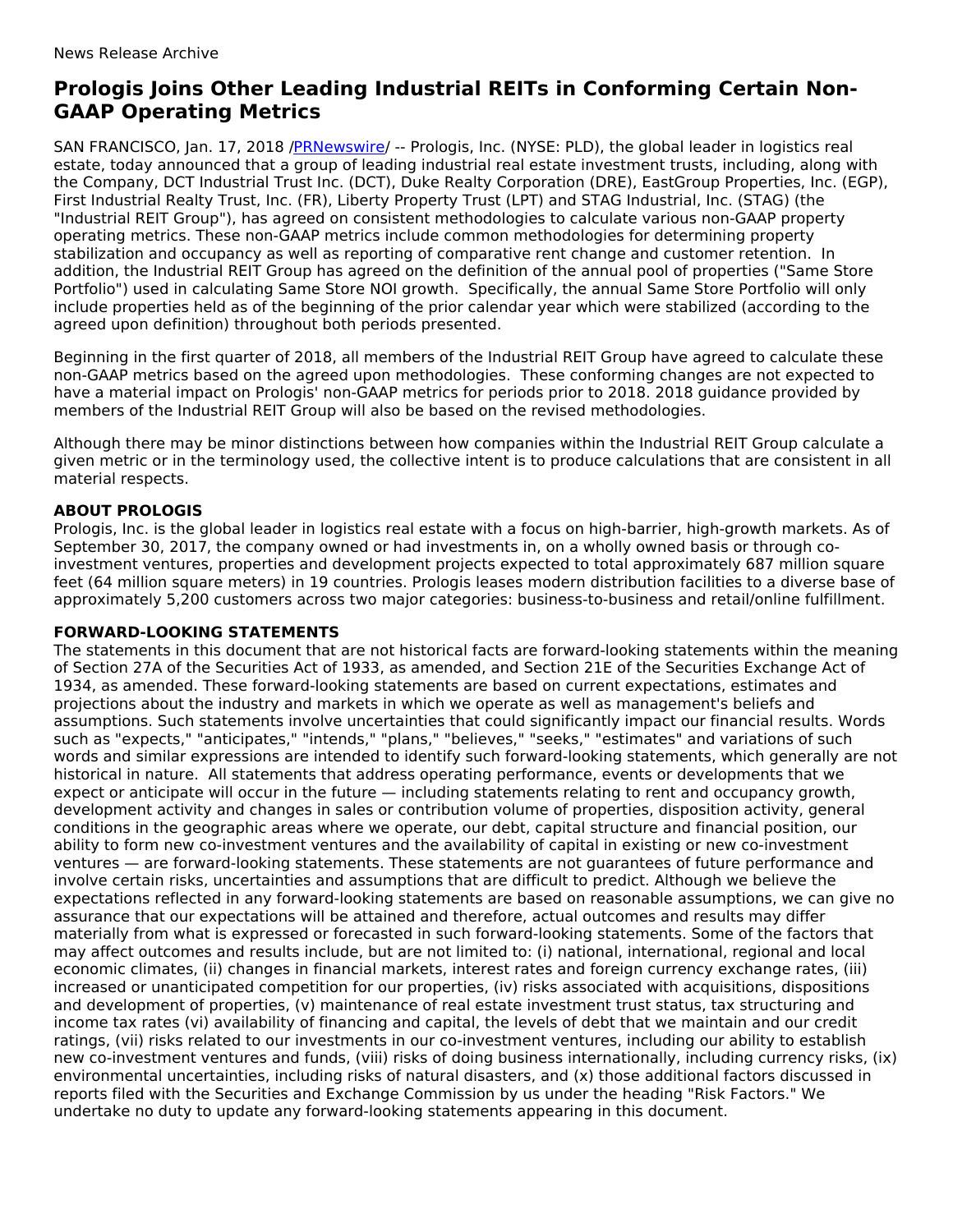News Release Archive

# Prologis Joins Other Leading Industrial REITs in Conforming Certain Non-GAAP Operating Metrics

SAN FRANCISCO, Jan. 17, 2018 /PRNewswire/ -- Prologis, Inc. (NYSE: PLD), the global leader in logistics real estate, today announced that a group of leading industrial real estate investment trusts, including, along with the Company, DCT Industrial Trust Inc. (DCT), Duke Realty Corporation (DRE), EastGroup Properties, Inc. (EGP), First Industrial Realty Trust, Inc. (FR), Liberty Property Trust (LPT) and STAG Industrial, Inc. (STAG) (the "Industrial REIT Group"), has agreed on consistent methodologies to calculate various non-GAAP property operating metrics. These non-GAAP metrics include common methodologies for determining property stabilization and occupancy as well as reporting of comparative rent change and customer retention. In addition, the Industrial REIT Group has agreed on the definition of the annual pool of properties ("Same Store Portfolio") used in calculating Same Store NOI growth. Specifically, the annual Same Store Portfolio will only include properties held as of the beginning of the prior calendar year which were stabilized (according to the agreed upon definition) throughout both periods presented.

Beginning in the first quarter of 2018, all members of the Industrial REIT Group have agreed to calculate these non-GAAP metrics based on the agreed upon methodologies. These conforming changes are not expected to have a material impact on Prologis' non-GAAP metrics for periods prior to 2018. 2018 guidance provided by members of the Industrial REIT Group will also be based on the revised methodologies.

Although there may be minor distinctions between how companies within the Industrial REIT Group calculate a given metric or in the terminology used, the collective intent is to produce calculations that are consistent in all material respects.

**ABOUT PROLOGIS**

Prologis, Inc. is the global leader in logistics real estate with a focus on high-barrier, high-growth markets. As of September 30, 2017, the company owned or had investments in, on a wholly owned basis or through co-investment ventures, properties and development projects expected to total approximately 687 million square feet (64 million square meters) in 19 countries. Prologis leases modern distribution facilities to a diverse base of approximately 5,200 customers across two major categories: business-to-business and retail/online fulfillment.

**FORWARD-LOOKING STATEMENTS**

The statements in this document that are not historical facts are forward-looking statements within the meaning of Section 27A of the Securities Act of 1933, as amended, and Section 21E of the Securities Exchange Act of 1934, as amended. These forward-looking statements are based on current expectations, estimates and projections about the industry and markets in which we operate as well as management's beliefs and assumptions. Such statements involve uncertainties that could significantly impact our financial results. Words such as "expects," "anticipates," "intends," "plans," "believes," "seeks," "estimates" and variations of such words and similar expressions are intended to identify such forward-looking statements, which generally are not historical in nature. All statements that address operating performance, events or developments that we expect or anticipate will occur in the future — including statements relating to rent and occupancy growth, development activity and changes in sales or contribution volume of properties, disposition activity, general conditions in the geographic areas where we operate, our debt, capital structure and financial position, our ability to form new co-investment ventures and the availability of capital in existing or new co-investment ventures — are forward-looking statements. These statements are not guarantees of future performance and involve certain risks, uncertainties and assumptions that are difficult to predict. Although we believe the expectations reflected in any forward-looking statements are based on reasonable assumptions, we can give no assurance that our expectations will be attained and therefore, actual outcomes and results may differ materially from what is expressed or forecasted in such forward-looking statements. Some of the factors that may affect outcomes and results include, but are not limited to: (i) national, international, regional and local economic climates, (ii) changes in financial markets, interest rates and foreign currency exchange rates, (iii) increased or unanticipated competition for our properties, (iv) risks associated with acquisitions, dispositions and development of properties, (v) maintenance of real estate investment trust status, tax structuring and income tax rates (vi) availability of financing and capital, the levels of debt that we maintain and our credit ratings, (vii) risks related to our investments in our co-investment ventures, including our ability to establish new co-investment ventures and funds, (viii) risks of doing business internationally, including currency risks, (ix) environmental uncertainties, including risks of natural disasters, and (x) those additional factors discussed in reports filed with the Securities and Exchange Commission by us under the heading "Risk Factors." We undertake no duty to update any forward-looking statements appearing in this document.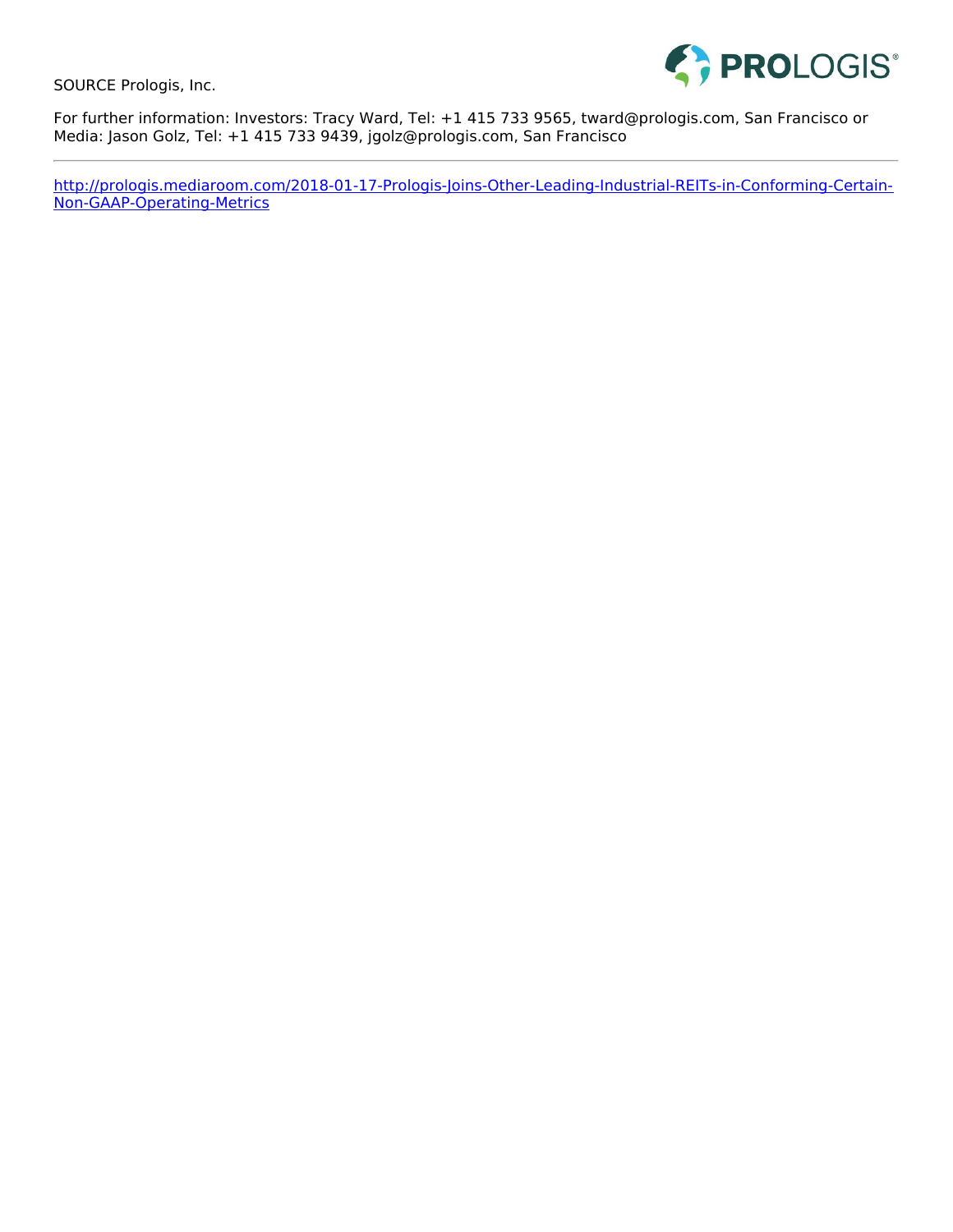SOURCE Prologis, Inc.

For further information: Investors: Tracy Ward, Tel: +1 415 733 9565, tward@prologis.com, San Francisco or Media: Jason Golz, Tel: +1 415 733 9439, jgolz@prologis.com, San Francisco

---

http://prologis.mediaroom.com/2018-01-17-Prologis-Joins-Other-Leading-Industrial-REITs-in-Conforming-Certain-Non-GAAP-Operating-Metrics